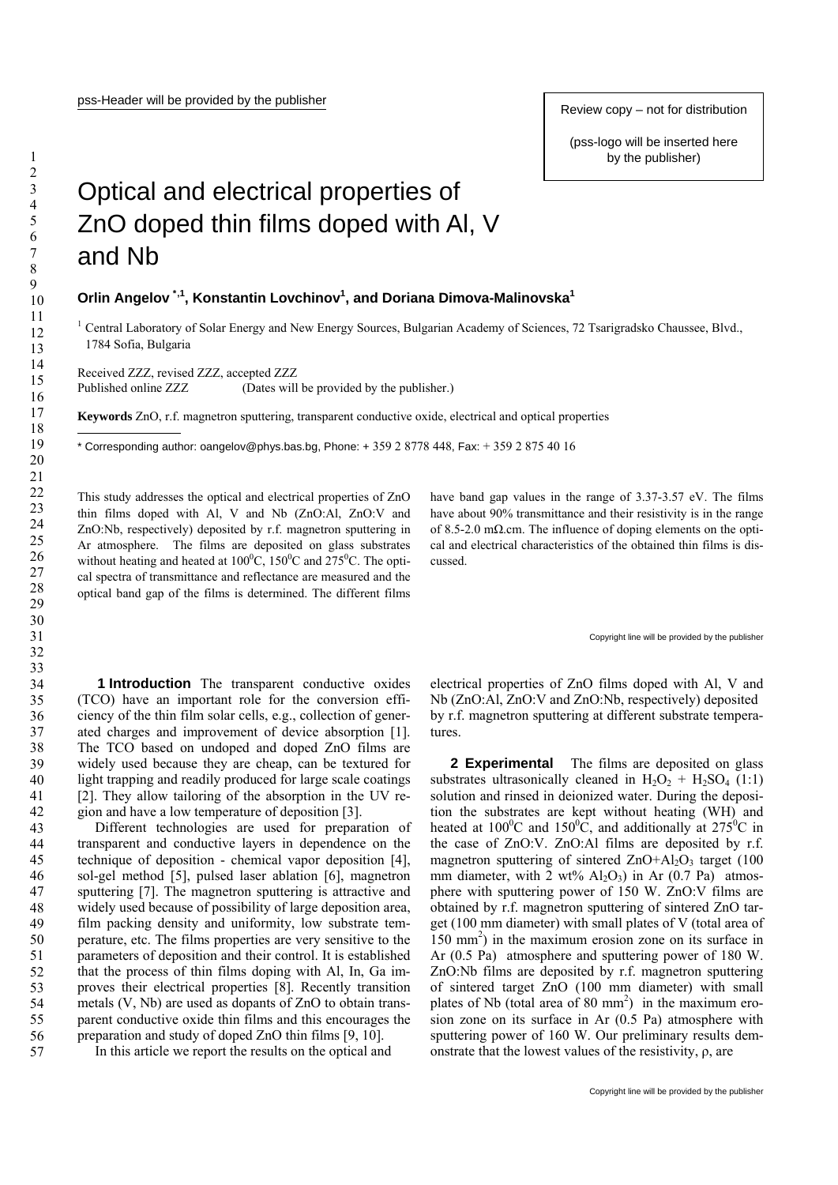# Optical and electrical properties of ZnO doped thin films doped with Al, V and Nb

**Orlin Angelov [*,1], Konstantin Lovchinov[1], and Doriana Dimova-Malinovska[1]**

[1] Central Laboratory of Solar Energy and New Energy Sources, Bulgarian Academy of Sciences, 72 Tsarigradsko Chaussee, Blvd., 1784 Sofia, Bulgaria

Received ZZZ, revised ZZZ, accepted ZZZ
Published online ZZZ (Dates will be provided by the publisher.)

**Keywords** ZnO, r.f. magnetron sputtering, transparent conductive oxide, electrical and optical properties

* Corresponding author: oangelov@phys.bas.bg, Phone: + 359 2 8778 448, Fax: + 359 2 875 40 16

This study addresses the optical and electrical properties of ZnO thin films doped with Al, V and Nb (ZnO:Al, ZnO:V and ZnO:Nb, respectively) deposited by r.f. magnetron sputtering in Ar atmosphere. The films are deposited on glass substrates without heating and heated at $100^0$C, $150^0$C and $275^0$C. The optical spectra of transmittance and reflectance are measured and the optical band gap of the films is determined. The different films have band gap values in the range of 3.37-3.57 eV. The films have about 90% transmittance and their resistivity is in the range of 8.5-2.0 mΩ.cm. The influence of doping elements on the optical and electrical characteristics of the obtained thin films is discussed.

## 1 Introduction

The transparent conductive oxides (TCO) have an important role for the conversion efficiency of the thin film solar cells, e.g., collection of generated charges and improvement of device absorption [1]. The TCO based on undoped and doped ZnO films are widely used because they are cheap, can be textured for light trapping and readily produced for large scale coatings [2]. They allow tailoring of the absorption in the UV region and have a low temperature of deposition [3].

Different technologies are used for preparation of transparent and conductive layers in dependence on the technique of deposition - chemical vapor deposition [4], sol-gel method [5], pulsed laser ablation [6], magnetron sputtering [7]. The magnetron sputtering is attractive and widely used because of possibility of large deposition area, film packing density and uniformity, low substrate temperature, etc. The films properties are very sensitive to the parameters of deposition and their control. It is established that the process of thin films doping with Al, In, Ga improves their electrical properties [8]. Recently transition metals (V, Nb) are used as dopants of ZnO to obtain transparent conductive oxide thin films and this encourages the preparation and study of doped ZnO thin films [9, 10].

In this article we report the results on the optical and electrical properties of ZnO films doped with Al, V and Nb (ZnO:Al, ZnO:V and ZnO:Nb, respectively) deposited by r.f. magnetron sputtering at different substrate temperatures.

## 2 Experimental

The films are deposited on glass substrates ultrasonically cleaned in $H_2O_2$ + $H_2SO_4$ (1:1) solution and rinsed in deionized water. During the deposition the substrates are kept without heating (WH) and heated at $100^0$C and $150^0$C, and additionally at $275^0$C in the case of ZnO:V. ZnO:Al films are deposited by r.f. magnetron sputtering of sintered ZnO+$Al_2O_3$ target (100 mm diameter, with 2 wt% $Al_2O_3$) in Ar (0.7 Pa) atmosphere with sputtering power of 150 W. ZnO:V films are obtained by r.f. magnetron sputtering of sintered ZnO target (100 mm diameter) with small plates of V (total area of 150 $mm^2$) in the maximum erosion zone on its surface in Ar (0.5 Pa) atmosphere and sputtering power of 180 W. ZnO:Nb films are deposited by r.f. magnetron sputtering of sintered target ZnO (100 mm diameter) with small plates of Nb (total area of 80 $mm^2$) in the maximum erosion zone on its surface in Ar (0.5 Pa) atmosphere with sputtering power of 160 W. Our preliminary results demonstrate that the lowest values of the resistivity, ρ, are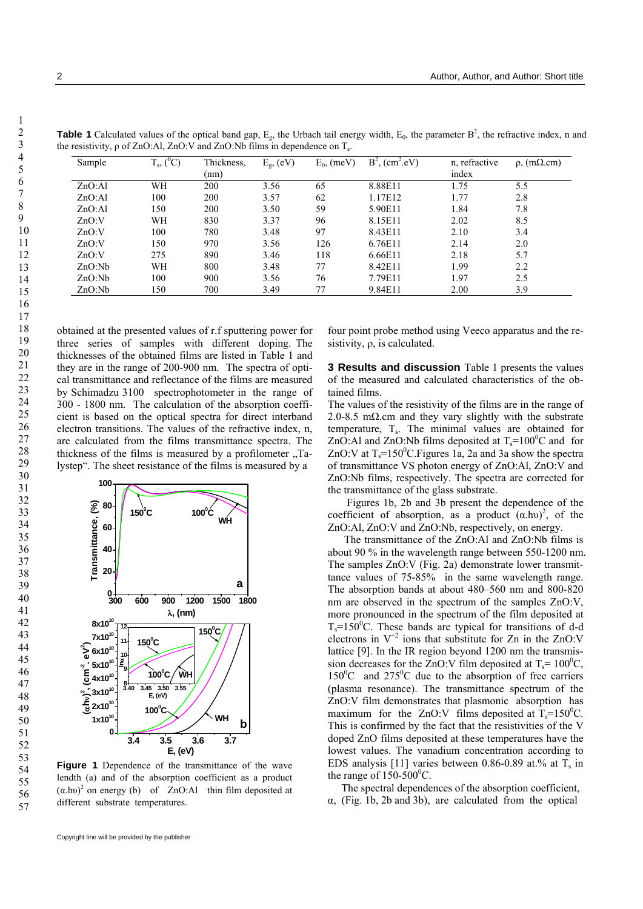**Table 1** Calculated values of the optical band gap, $E_g$, the Urbach tail energy width, $E_0$, the parameter $B^2$, the refractive index, n and the resistivity, ρ of ZnO:Al, ZnO:V and ZnO:Nb films in dependence on $T_s$.

| Sample | $T_s$, ($^0$C) | Thickness, (nm) | $E_g$, (eV) | $E_0$, (meV) | $B^2$, (cm$^2$.eV) | n, refractive index | ρ, (mΩ.cm) |
|---|---|---|---|---|---|---|---|
| ZnO:Al | WH | 200 | 3.56 | 65 | 8.88E11 | 1.75 | 5.5 |
| ZnO:Al | 100 | 200 | 3.57 | 62 | 1.17E12 | 1.77 | 2.8 |
| ZnO:Al | 150 | 200 | 3.50 | 59 | 5.90E11 | 1.84 | 7.8 |
| ZnO:V | WH | 830 | 3.37 | 96 | 8.15E11 | 2.02 | 8.5 |
| ZnO:V | 100 | 780 | 3.48 | 97 | 8.43E11 | 2.10 | 3.4 |
| ZnO:V | 150 | 970 | 3.56 | 126 | 6.76E11 | 2.14 | 2.0 |
| ZnO:V | 275 | 890 | 3.46 | 118 | 6.66E11 | 2.18 | 5.7 |
| ZnO:Nb | WH | 800 | 3.48 | 77 | 8.42E11 | 1.99 | 2.2 |
| ZnO:Nb | 100 | 900 | 3.56 | 76 | 7.79E11 | 1.97 | 2.5 |
| ZnO:Nb | 150 | 700 | 3.49 | 77 | 9.84E11 | 2.00 | 3.9 |

obtained at the presented values of r.f sputtering power for three series of samples with different doping. The thicknesses of the obtained films are listed in Table 1 and they are in the range of 200-900 nm. The spectra of optical transmittance and reflectance of the films are measured by Schimadzu 3100 spectrophotometer in the range of 300 - 1800 nm. The calculation of the absorption coefficient is based on the optical spectra for direct interband electron transitions. The values of the refractive index, n, are calculated from the films transmittance spectra. The thickness of the films is measured by a profilometer „Talystep". The sheet resistance of the films is measured by a four point probe method using Veeco apparatus and the resistivity, ρ, is calculated.

**Figure 1** Dependence of the transmittance of the wave lendth (a) and of the absorption coefficient as a product $(\alpha.h\upsilon)^2$ on energy (b) of ZnO:Al thin film deposited at different substrate temperatures.

## 3 Results and discussion

Table 1 presents the values of the measured and calculated characteristics of the obtained films.

The values of the resistivity of the films are in the range of 2.0-8.5 mΩ.cm and they vary slightly with the substrate temperature, $T_s$. The minimal values are obtained for ZnO:Al and ZnO:Nb films deposited at $T_s$=100$^0$C and for ZnO:V at $T_s$=150$^0$C.Figures 1a, 2a and 3a show the spectra of transmittance VS photon energy of ZnO:Al, ZnO:V and ZnO:Nb films, respectively. The spectra are corrected for the transmittance of the glass substrate.

Figures 1b, 2b and 3b present the dependence of the coefficient of absorption, as a product $(\alpha.h\upsilon)^2$, of the ZnO:Al, ZnO:V and ZnO:Nb, respectively, on energy.

The transmittance of the ZnO:Al and ZnO:Nb films is about 90 % in the wavelength range between 550-1200 nm. The samples ZnO:V (Fig. 2a) demonstrate lower transmittance values of 75-85% in the same wavelength range. The absorption bands at about 480–560 nm and 800-820 nm are observed in the spectrum of the samples ZnO:V, more pronounced in the spectrum of the film deposited at $T_s$=150$^0$C. These bands are typical for transitions of d-d electrons in $V^{+2}$ ions that substitute for Zn in the ZnO:V lattice [9]. In the IR region beyond 1200 nm the transmission decreases for the ZnO:V film deposited at $T_s$= 100$^0$C, 150$^0$C and 275$^0$C due to the absorption of free carriers (plasma resonance). The transmittance spectrum of the ZnO:V film demonstrates that plasmonic absorption has maximum for the ZnO:V films deposited at $T_s$=150$^0$C. This is confirmed by the fact that the resistivities of the V doped ZnO films deposited at these temperatures have the lowest values. The vanadium concentration according to EDS analysis [11] varies between 0.86-0.89 at.% at $T_s$ in the range of 150-500$^0$C.

The spectral dependences of the absorption coefficient, α, (Fig. 1b, 2b and 3b), are calculated from the optical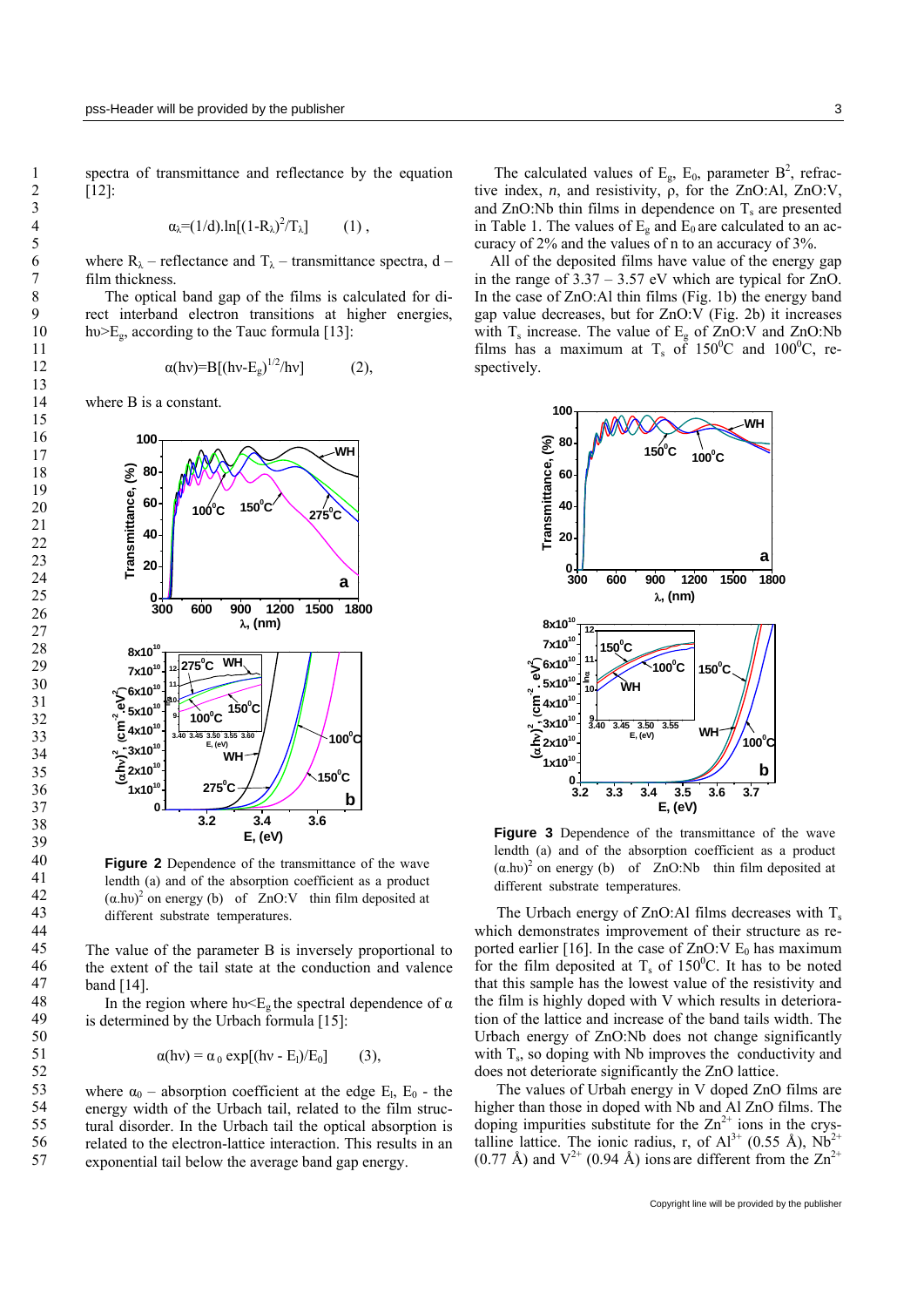spectra of transmittance and reflectance by the equation [12]:

$$\alpha_{\lambda}=(1/d).\ln[(1-R_{\lambda})^2/T_{\lambda}] \qquad (1),$$

where $R_{\lambda}$ – reflectance and $T_{\lambda}$ – transmittance spectra, d – film thickness.

The optical band gap of the films is calculated for direct interband electron transitions at higher energies, $h\upsilon>E_g$, according to the Tauc formula [13]:

$$\alpha(h\nu)=B[(h\nu-E_g)^{1/2}/h\nu] \qquad (2),$$

where B is a constant.

**Figure 2** Dependence of the transmittance of the wave lendth (a) and of the absorption coefficient as a product $(\alpha.h\upsilon)^2$ on energy (b) of ZnO:V thin film deposited at different substrate temperatures.

The value of the parameter B is inversely proportional to the extent of the tail state at the conduction and valence band [14].

In the region where $h\upsilon<E_g$ the spectral dependence of $\alpha$ is determined by the Urbach formula [15]:

$$\alpha(h\nu) = \alpha_0 \exp[(h\nu - E_l)/E_0] \qquad (3),$$

where $\alpha_0$ – absorption coefficient at the edge $E_l$, $E_0$ - the energy width of the Urbach tail, related to the film structural disorder. In the Urbach tail the optical absorption is related to the electron-lattice interaction. This results in an exponential tail below the average band gap energy.

The calculated values of $E_g$, $E_0$, parameter $B^2$, refractive index, *n*, and resistivity, ρ, for the ZnO:Al, ZnO:V, and ZnO:Nb thin films in dependence on $T_s$ are presented in Table 1. The values of $E_g$ and $E_0$ are calculated to an accuracy of 2% and the values of n to an accuracy of 3%.

All of the deposited films have value of the energy gap in the range of 3.37 – 3.57 eV which are typical for ZnO. In the case of ZnO:Al thin films (Fig. 1b) the energy band gap value decreases, but for ZnO:V (Fig. 2b) it increases with $T_s$ increase. The value of $E_g$ of ZnO:V and ZnO:Nb films has a maximum at $T_s$ of $150^0$C and $100^0$C, respectively.

**Figure 3** Dependence of the transmittance of the wave lendth (a) and of the absorption coefficient as a product $(\alpha.h\upsilon)^2$ on energy (b) of ZnO:Nb thin film deposited at different substrate temperatures.

The Urbach energy of ZnO:Al films decreases with $T_s$ which demonstrates improvement of their structure as reported earlier [16]. In the case of ZnO:V $E_0$ has maximum for the film deposited at $T_s$ of $150^0$C. It has to be noted that this sample has the lowest value of the resistivity and the film is highly doped with V which results in deterioration of the lattice and increase of the band tails width. The Urbach energy of ZnO:Nb does not change significantly with $T_s$, so doping with Nb improves the conductivity and does not deteriorate significantly the ZnO lattice.

The values of Urbah energy in V doped ZnO films are higher than those in doped with Nb and Al ZnO films. The doping impurities substitute for the $Zn^{2+}$ ions in the crystalline lattice. The ionic radius, r, of $Al^{3+}$ (0.55 Å), $Nb^{2+}$ (0.77 Å) and $V^{2+}$ (0.94 Å) ions are different from the $Zn^{2+}$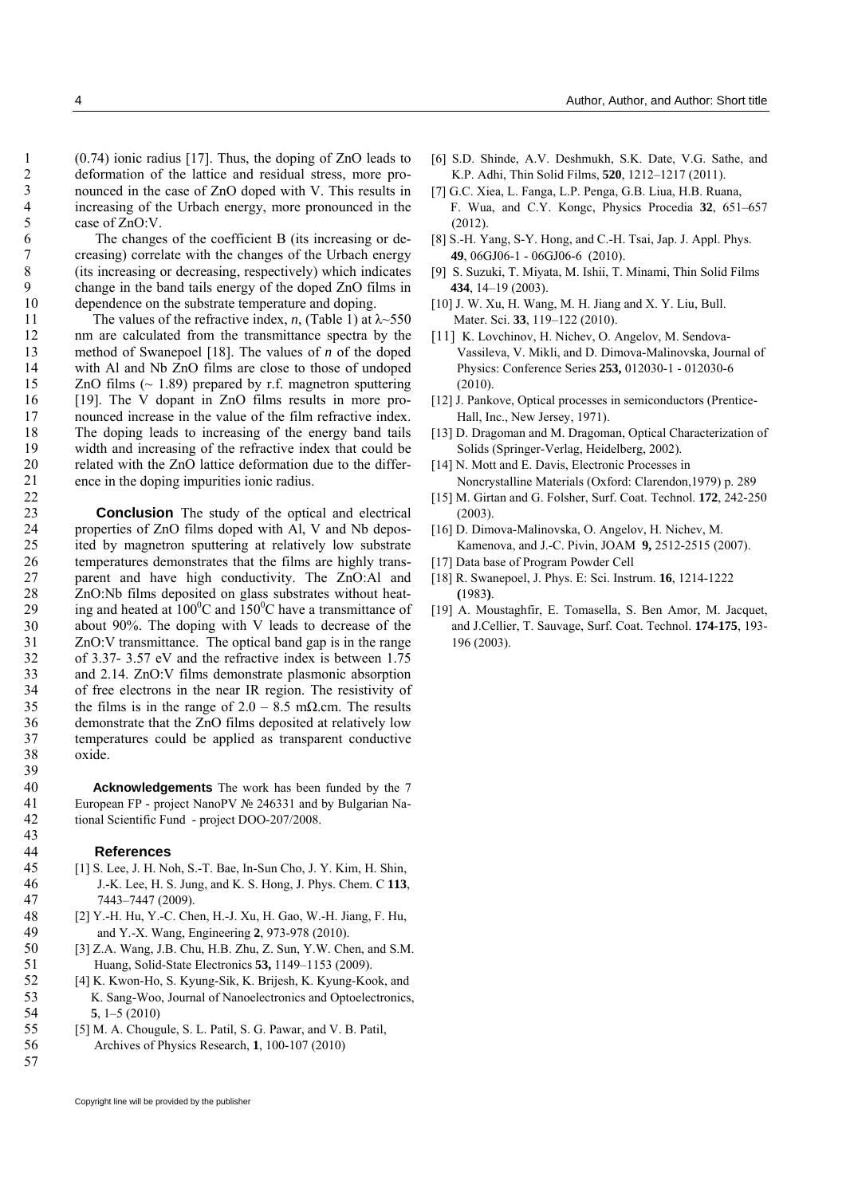(0.74) ionic radius [17]. Thus, the doping of ZnO leads to deformation of the lattice and residual stress, more pronounced in the case of ZnO doped with V. This results in increasing of the Urbach energy, more pronounced in the case of ZnO:V.

The changes of the coefficient B (its increasing or decreasing) correlate with the changes of the Urbach energy (its increasing or decreasing, respectively) which indicates change in the band tails energy of the doped ZnO films in dependence on the substrate temperature and doping.

The values of the refractive index, *n*, (Table 1) at $\lambda \sim 550$ nm are calculated from the transmittance spectra by the method of Swanepoel [18]. The values of *n* of the doped with Al and Nb ZnO films are close to those of undoped ZnO films ($\sim$ 1.89) prepared by r.f. magnetron sputtering [19]. The V dopant in ZnO films results in more pronounced increase in the value of the film refractive index. The doping leads to increasing of the energy band tails width and increasing of the refractive index that could be related with the ZnO lattice deformation due to the difference in the doping impurities ionic radius.

**Conclusion** The study of the optical and electrical properties of ZnO films doped with Al, V and Nb deposited by magnetron sputtering at relatively low substrate temperatures demonstrates that the films are highly transparent and have high conductivity. The ZnO:Al and ZnO:Nb films deposited on glass substrates without heating and heated at $100^0$C and $150^0$C have a transmittance of about 90%. The doping with V leads to decrease of the ZnO:V transmittance. The optical band gap is in the range of 3.37- 3.57 eV and the refractive index is between 1.75 and 2.14. ZnO:V films demonstrate plasmonic absorption of free electrons in the near IR region. The resistivity of the films is in the range of 2.0 – 8.5 mΩ.cm. The results demonstrate that the ZnO films deposited at relatively low temperatures could be applied as transparent conductive oxide.

**Acknowledgements** The work has been funded by the 7 European FP - project NanoPV № 246331 and by Bulgarian National Scientific Fund - project DOO-207/2008.

## References

[1] S. Lee, J. H. Noh, S.-T. Bae, In-Sun Cho, J. Y. Kim, H. Shin, J.-K. Lee, H. S. Jung, and K. S. Hong, J. Phys. Chem. C **113**, 7443–7447 (2009).

[2] Y.-H. Hu, Y.-C. Chen, H.-J. Xu, H. Gao, W.-H. Jiang, F. Hu, and Y.-X. Wang, Engineering **2**, 973-978 (2010).

[3] Z.A. Wang, J.B. Chu, H.B. Zhu, Z. Sun, Y.W. Chen, and S.M. Huang, Solid-State Electronics **53,** 1149–1153 (2009).

[4] K. Kwon-Ho, S. Kyung-Sik, K. Brijesh, K. Kyung-Kook, and K. Sang-Woo, Journal of Nanoelectronics and Optoelectronics, **5**, 1–5 (2010)

[5] M. A. Chougule, S. L. Patil, S. G. Pawar, and V. B. Patil, Archives of Physics Research, **1**, 100-107 (2010)

[6] S.D. Shinde, A.V. Deshmukh, S.K. Date, V.G. Sathe, and K.P. Adhi, Thin Solid Films, **520**, 1212–1217 (2011).

[7] G.C. Xiea, L. Fanga, L.P. Penga, G.B. Liua, H.B. Ruana, F. Wua, and C.Y. Kongc, Physics Procedia **32**, 651–657 (2012).

[8] S.-H. Yang, S-Y. Hong, and C.-H. Tsai, Jap. J. Appl. Phys. **49**, 06GJ06-1 - 06GJ06-6 (2010).

[9] S. Suzuki, T. Miyata, M. Ishii, T. Minami, Thin Solid Films **434**, 14–19 (2003).

[10] J. W. Xu, H. Wang, M. H. Jiang and X. Y. Liu, Bull. Mater. Sci. **33**, 119–122 (2010).

[11] K. Lovchinov, H. Nichev, O. Angelov, M. Sendova-Vassileva, V. Mikli, and D. Dimova-Malinovska, Journal of Physics: Conference Series **253,** 012030-1 - 012030-6 (2010).

[12] J. Pankove, Optical processes in semiconductors (Prentice-Hall, Inc., New Jersey, 1971).

[13] D. Dragoman and M. Dragoman, Optical Characterization of Solids (Springer-Verlag, Heidelberg, 2002).

[14] N. Mott and E. Davis, Electronic Processes in Noncrystalline Materials (Oxford: Clarendon,1979) p. 289

[15] M. Girtan and G. Folsher, Surf. Coat. Technol. **172**, 242-250 (2003).

[16] D. Dimova-Malinovska, O. Angelov, H. Nichev, M. Kamenova, and J.-C. Pivin, JOAM **9,** 2512-2515 (2007).

[17] Data base of Program Powder Cell

[18] R. Swanepoel, J. Phys. E: Sci. Instrum. **16**, 1214-1222 **(**1983**)**.

[19] A. Moustaghfir, E. Tomasella, S. Ben Amor, M. Jacquet, and J.Cellier, T. Sauvage, Surf. Coat. Technol. **174-175**, 193-196 (2003).